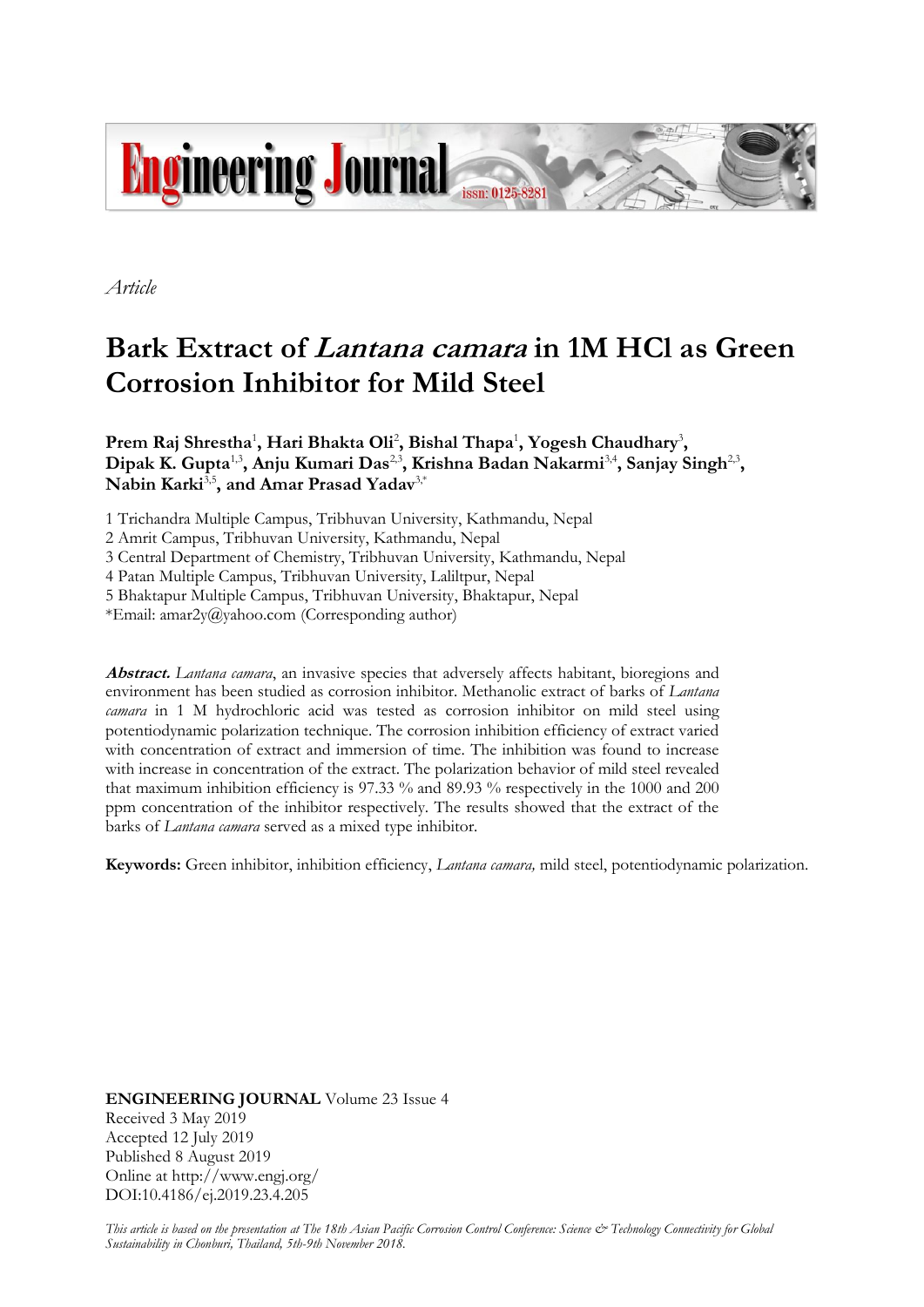*Article*

# Bark Extract of *Lantana camara* in 1M HCl as Green Corrosion Inhibitor for Mild Steel

**Prem Raj Shrestha[1], Hari Bhakta Oli[2], Bishal Thapa[1], Yogesh Chaudhary[3], Dipak K. Gupta[1,3], Anju Kumari Das[2,3], Krishna Badan Nakarmi[3,4], Sanjay Singh[2,3], Nabin Karki[3,5], and Amar Prasad Yadav[3,*]**

1 Trichandra Multiple Campus, Tribhuvan University, Kathmandu, Nepal
2 Amrit Campus, Tribhuvan University, Kathmandu, Nepal
3 Central Department of Chemistry, Tribhuvan University, Kathmandu, Nepal
4 Patan Multiple Campus, Tribhuvan University, Laliltpur, Nepal
5 Bhaktapur Multiple Campus, Tribhuvan University, Bhaktapur, Nepal
*Email: amar2y@yahoo.com (Corresponding author)

***Abstract.*** *Lantana camara*, an invasive species that adversely affects habitant, bioregions and environment has been studied as corrosion inhibitor. Methanolic extract of barks of *Lantana camara* in 1 M hydrochloric acid was tested as corrosion inhibitor on mild steel using potentiodynamic polarization technique. The corrosion inhibition efficiency of extract varied with concentration of extract and immersion of time. The inhibition was found to increase with increase in concentration of the extract. The polarization behavior of mild steel revealed that maximum inhibition efficiency is 97.33 % and 89.93 % respectively in the 1000 and 200 ppm concentration of the inhibitor respectively. The results showed that the extract of the barks of *Lantana camara* served as a mixed type inhibitor.

**Keywords:** Green inhibitor, inhibition efficiency, *Lantana camara,* mild steel, potentiodynamic polarization.

**ENGINEERING JOURNAL** Volume 23 Issue 4
Received 3 May 2019
Accepted 12 July 2019
Published 8 August 2019
Online at http://www.engj.org/
DOI:10.4186/ej.2019.23.4.205

*This article is based on the presentation at The 18th Asian Pacific Corrosion Control Conference: Science & Technology Connectivity for Global Sustainability in Chonburi, Thailand, 5th-9th November 2018.*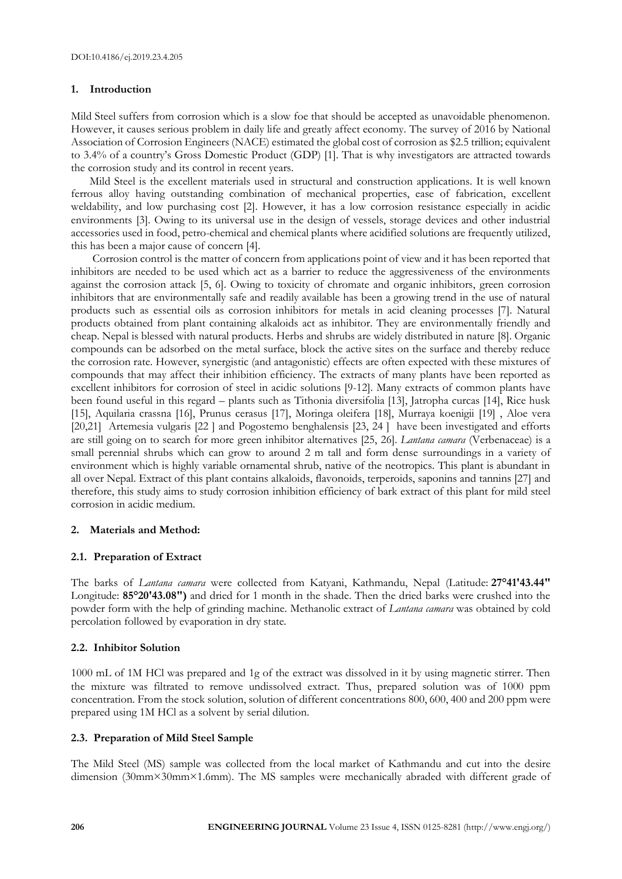## 1. Introduction

Mild Steel suffers from corrosion which is a slow foe that should be accepted as unavoidable phenomenon. However, it causes serious problem in daily life and greatly affect economy. The survey of 2016 by National Association of Corrosion Engineers (NACE) estimated the global cost of corrosion as \$2.5 trillion; equivalent to 3.4% of a country's Gross Domestic Product (GDP) [1]. That is why investigators are attracted towards the corrosion study and its control in recent years.

Mild Steel is the excellent materials used in structural and construction applications. It is well known ferrous alloy having outstanding combination of mechanical properties, ease of fabrication, excellent weldability, and low purchasing cost [2]. However, it has a low corrosion resistance especially in acidic environments [3]. Owing to its universal use in the design of vessels, storage devices and other industrial accessories used in food, petro-chemical and chemical plants where acidified solutions are frequently utilized, this has been a major cause of concern [4].

Corrosion control is the matter of concern from applications point of view and it has been reported that inhibitors are needed to be used which act as a barrier to reduce the aggressiveness of the environments against the corrosion attack [5, 6]. Owing to toxicity of chromate and organic inhibitors, green corrosion inhibitors that are environmentally safe and readily available has been a growing trend in the use of natural products such as essential oils as corrosion inhibitors for metals in acid cleaning processes [7]. Natural products obtained from plant containing alkaloids act as inhibitor. They are environmentally friendly and cheap. Nepal is blessed with natural products. Herbs and shrubs are widely distributed in nature [8]. Organic compounds can be adsorbed on the metal surface, block the active sites on the surface and thereby reduce the corrosion rate. However, synergistic (and antagonistic) effects are often expected with these mixtures of compounds that may affect their inhibition efficiency. The extracts of many plants have been reported as excellent inhibitors for corrosion of steel in acidic solutions [9-12]. Many extracts of common plants have been found useful in this regard – plants such as Tithonia diversifolia [13], Jatropha curcas [14], Rice husk [15], Aquilaria crassna [16], Prunus cerasus [17], Moringa oleifera [18], Murraya koenigii [19] , Aloe vera [20,21] Artemesia vulgaris [22 ] and Pogostemo benghalensis [23, 24 ] have been investigated and efforts are still going on to search for more green inhibitor alternatives [25, 26]. *Lantana camara* (Verbenaceae) is a small perennial shrubs which can grow to around 2 m tall and form dense surroundings in a variety of environment which is highly variable ornamental shrub, native of the neotropics. This plant is abundant in all over Nepal. Extract of this plant contains alkaloids, flavonoids, terperoids, saponins and tannins [27] and therefore, this study aims to study corrosion inhibition efficiency of bark extract of this plant for mild steel corrosion in acidic medium.

## 2. Materials and Method:

### 2.1. Preparation of Extract

The barks of *Lantana camara* were collected from Katyani, Kathmandu, Nepal (Latitude: **27°41'43.44"** Longitude: **85°20'43.08")** and dried for 1 month in the shade. Then the dried barks were crushed into the powder form with the help of grinding machine. Methanolic extract of *Lantana camara* was obtained by cold percolation followed by evaporation in dry state.

### 2.2. Inhibitor Solution

1000 mL of 1M HCl was prepared and 1g of the extract was dissolved in it by using magnetic stirrer. Then the mixture was filtrated to remove undissolved extract. Thus, prepared solution was of 1000 ppm concentration. From the stock solution, solution of different concentrations 800, 600, 400 and 200 ppm were prepared using 1M HCl as a solvent by serial dilution.

### 2.3. Preparation of Mild Steel Sample

The Mild Steel (MS) sample was collected from the local market of Kathmandu and cut into the desire dimension (30mm×30mm×1.6mm). The MS samples were mechanically abraded with different grade of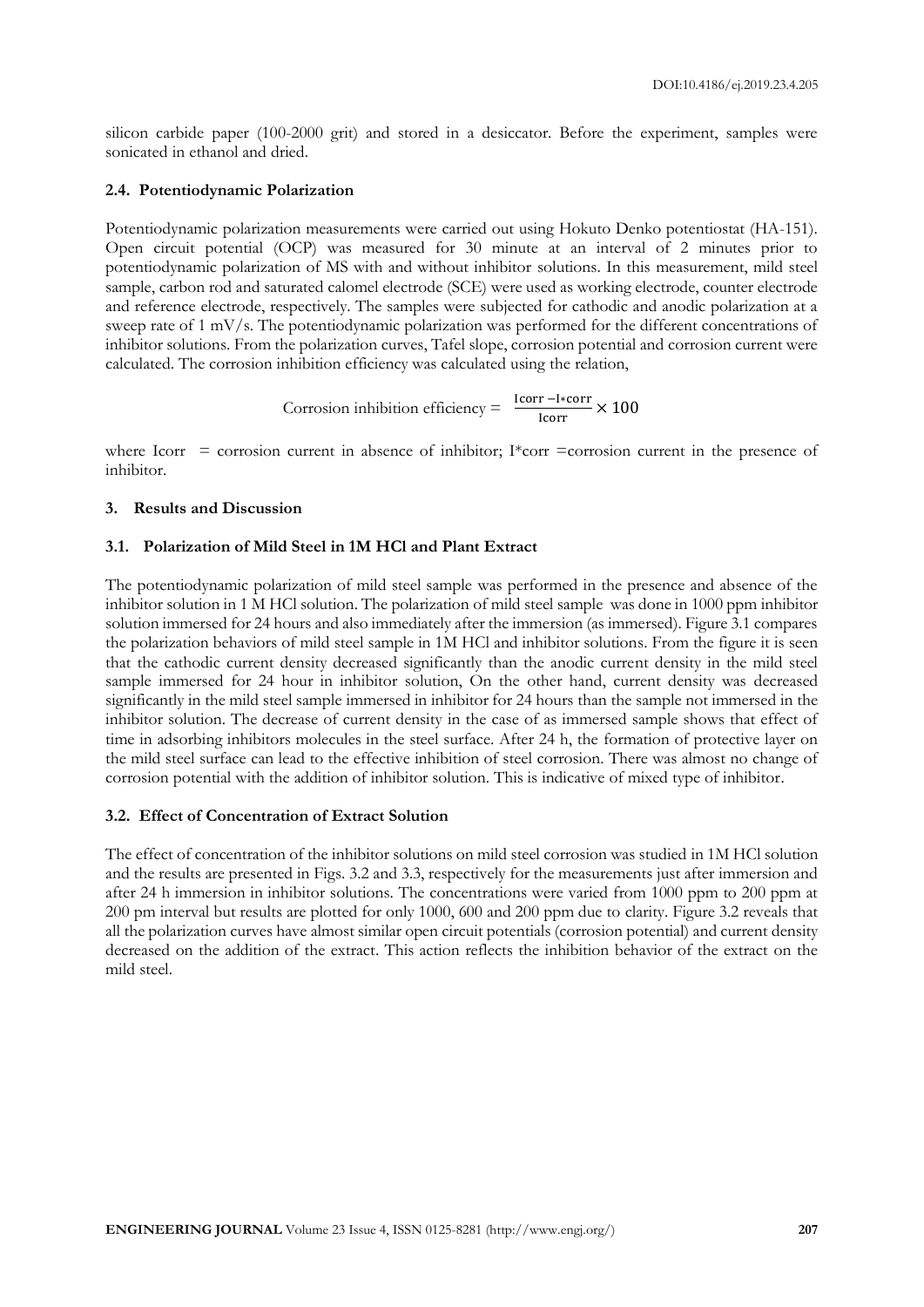silicon carbide paper (100-2000 grit) and stored in a desiccator. Before the experiment, samples were sonicated in ethanol and dried.

### 2.4. Potentiodynamic Polarization

Potentiodynamic polarization measurements were carried out using Hokuto Denko potentiostat (HA-151). Open circuit potential (OCP) was measured for 30 minute at an interval of 2 minutes prior to potentiodynamic polarization of MS with and without inhibitor solutions. In this measurement, mild steel sample, carbon rod and saturated calomel electrode (SCE) were used as working electrode, counter electrode and reference electrode, respectively. The samples were subjected for cathodic and anodic polarization at a sweep rate of 1 mV/s. The potentiodynamic polarization was performed for the different concentrations of inhibitor solutions. From the polarization curves, Tafel slope, corrosion potential and corrosion current were calculated. The corrosion inhibition efficiency was calculated using the relation,

$$\text{Corrosion inhibition efficiency} = \frac{\text{Icorr} - \text{I*corr}}{\text{Icorr}} \times 100$$

where Icorr = corrosion current in absence of inhibitor; I*corr =corrosion current in the presence of inhibitor.

## 3. Results and Discussion

### 3.1. Polarization of Mild Steel in 1M HCl and Plant Extract

The potentiodynamic polarization of mild steel sample was performed in the presence and absence of the inhibitor solution in 1 M HCl solution. The polarization of mild steel sample was done in 1000 ppm inhibitor solution immersed for 24 hours and also immediately after the immersion (as immersed). Figure 3.1 compares the polarization behaviors of mild steel sample in 1M HCl and inhibitor solutions. From the figure it is seen that the cathodic current density decreased significantly than the anodic current density in the mild steel sample immersed for 24 hour in inhibitor solution, On the other hand, current density was decreased significantly in the mild steel sample immersed in inhibitor for 24 hours than the sample not immersed in the inhibitor solution. The decrease of current density in the case of as immersed sample shows that effect of time in adsorbing inhibitors molecules in the steel surface. After 24 h, the formation of protective layer on the mild steel surface can lead to the effective inhibition of steel corrosion. There was almost no change of corrosion potential with the addition of inhibitor solution. This is indicative of mixed type of inhibitor.

### 3.2. Effect of Concentration of Extract Solution

The effect of concentration of the inhibitor solutions on mild steel corrosion was studied in 1M HCl solution and the results are presented in Figs. 3.2 and 3.3, respectively for the measurements just after immersion and after 24 h immersion in inhibitor solutions. The concentrations were varied from 1000 ppm to 200 ppm at 200 pm interval but results are plotted for only 1000, 600 and 200 ppm due to clarity. Figure 3.2 reveals that all the polarization curves have almost similar open circuit potentials (corrosion potential) and current density decreased on the addition of the extract. This action reflects the inhibition behavior of the extract on the mild steel.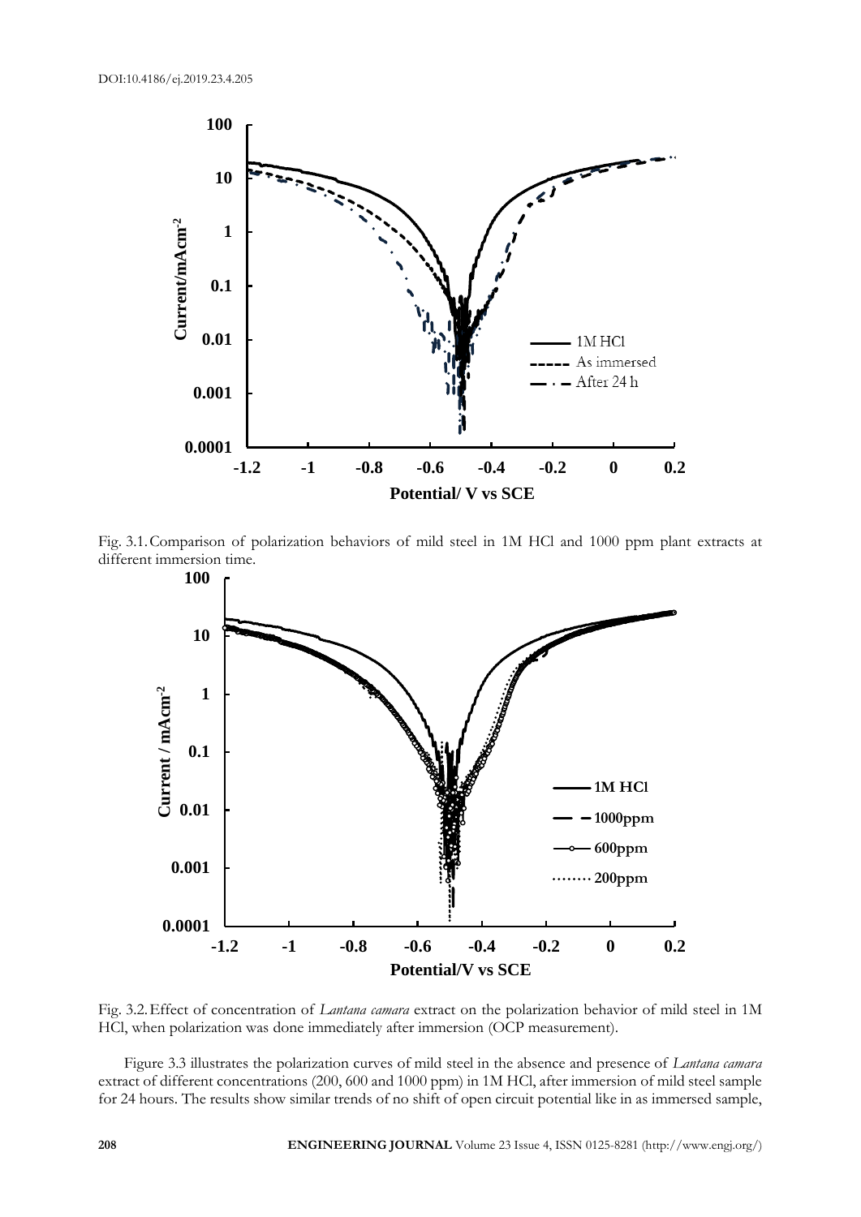Fig. 3.1. Comparison of polarization behaviors of mild steel in 1M HCl and 1000 ppm plant extracts at different immersion time.

Fig. 3.2. Effect of concentration of *Lantana camara* extract on the polarization behavior of mild steel in 1M HCl, when polarization was done immediately after immersion (OCP measurement).

Figure 3.3 illustrates the polarization curves of mild steel in the absence and presence of *Lantana camara* extract of different concentrations (200, 600 and 1000 ppm) in 1M HCl, after immersion of mild steel sample for 24 hours. The results show similar trends of no shift of open circuit potential like in as immersed sample,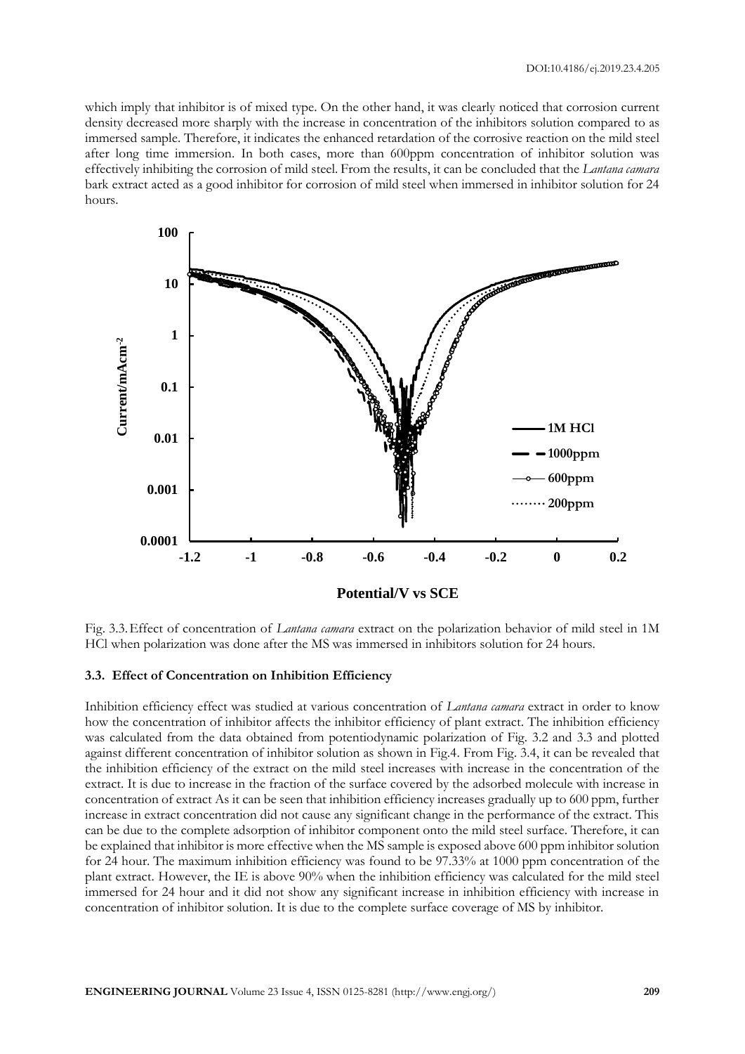which imply that inhibitor is of mixed type. On the other hand, it was clearly noticed that corrosion current density decreased more sharply with the increase in concentration of the inhibitors solution compared to as immersed sample. Therefore, it indicates the enhanced retardation of the corrosive reaction on the mild steel after long time immersion. In both cases, more than 600ppm concentration of inhibitor solution was effectively inhibiting the corrosion of mild steel. From the results, it can be concluded that the *Lantana camara* bark extract acted as a good inhibitor for corrosion of mild steel when immersed in inhibitor solution for 24 hours.

Fig. 3.3. Effect of concentration of *Lantana camara* extract on the polarization behavior of mild steel in 1M HCl when polarization was done after the MS was immersed in inhibitors solution for 24 hours.

### 3.3. Effect of Concentration on Inhibition Efficiency

Inhibition efficiency effect was studied at various concentration of *Lantana camara* extract in order to know how the concentration of inhibitor affects the inhibitor efficiency of plant extract. The inhibition efficiency was calculated from the data obtained from potentiodynamic polarization of Fig. 3.2 and 3.3 and plotted against different concentration of inhibitor solution as shown in Fig.4. From Fig. 3.4, it can be revealed that the inhibition efficiency of the extract on the mild steel increases with increase in the concentration of the extract. It is due to increase in the fraction of the surface covered by the adsorbed molecule with increase in concentration of extract As it can be seen that inhibition efficiency increases gradually up to 600 ppm, further increase in extract concentration did not cause any significant change in the performance of the extract. This can be due to the complete adsorption of inhibitor component onto the mild steel surface. Therefore, it can be explained that inhibitor is more effective when the MS sample is exposed above 600 ppm inhibitor solution for 24 hour. The maximum inhibition efficiency was found to be 97.33% at 1000 ppm concentration of the plant extract. However, the IE is above 90% when the inhibition efficiency was calculated for the mild steel immersed for 24 hour and it did not show any significant increase in inhibition efficiency with increase in concentration of inhibitor solution. It is due to the complete surface coverage of MS by inhibitor.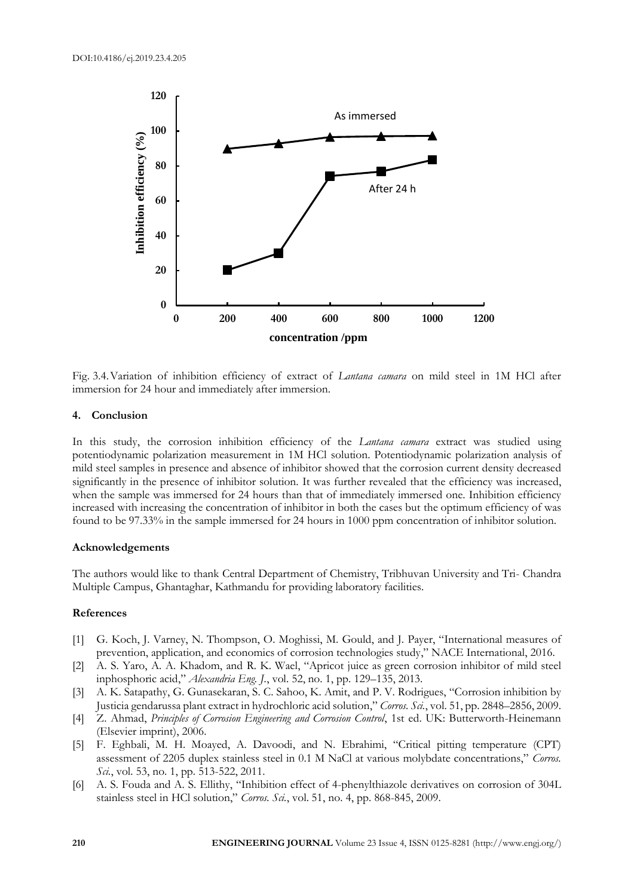Fig. 3.4. Variation of inhibition efficiency of extract of *Lantana camara* on mild steel in 1M HCl after immersion for 24 hour and immediately after immersion.

## 4. Conclusion

In this study, the corrosion inhibition efficiency of the *Lantana camara* extract was studied using potentiodynamic polarization measurement in 1M HCl solution. Potentiodynamic polarization analysis of mild steel samples in presence and absence of inhibitor showed that the corrosion current density decreased significantly in the presence of inhibitor solution. It was further revealed that the efficiency was increased, when the sample was immersed for 24 hours than that of immediately immersed one. Inhibition efficiency increased with increasing the concentration of inhibitor in both the cases but the optimum efficiency of was found to be 97.33% in the sample immersed for 24 hours in 1000 ppm concentration of inhibitor solution.

### Acknowledgements

The authors would like to thank Central Department of Chemistry, Tribhuvan University and Tri- Chandra Multiple Campus, Ghantaghar, Kathmandu for providing laboratory facilities.

### References

[1] G. Koch, J. Varney, N. Thompson, O. Moghissi, M. Gould, and J. Payer, "International measures of prevention, application, and economics of corrosion technologies study," NACE International, 2016.

[2] A. S. Yaro, A. A. Khadom, and R. K. Wael, "Apricot juice as green corrosion inhibitor of mild steel inphosphoric acid," *Alexandria Eng. J.*, vol. 52, no. 1, pp. 129–135, 2013.

[3] A. K. Satapathy, G. Gunasekaran, S. C. Sahoo, K. Amit, and P. V. Rodrigues, "Corrosion inhibition by Justicia gendarussa plant extract in hydrochloric acid solution," *Corros. Sci.*, vol. 51, pp. 2848–2856, 2009.

[4] Z. Ahmad, *Principles of Corrosion Engineering and Corrosion Control*, 1st ed. UK: Butterworth-Heinemann (Elsevier imprint), 2006.

[5] F. Eghbali, M. H. Moayed, A. Davoodi, and N. Ebrahimi, "Critical pitting temperature (CPT) assessment of 2205 duplex stainless steel in 0.1 M NaCl at various molybdate concentrations," *Corros. Sci.*, vol. 53, no. 1, pp. 513-522, 2011.

[6] A. S. Fouda and A. S. Ellithy, "Inhibition effect of 4-phenylthiazole derivatives on corrosion of 304L stainless steel in HCl solution," *Corros. Sci.*, vol. 51, no. 4, pp. 868-845, 2009.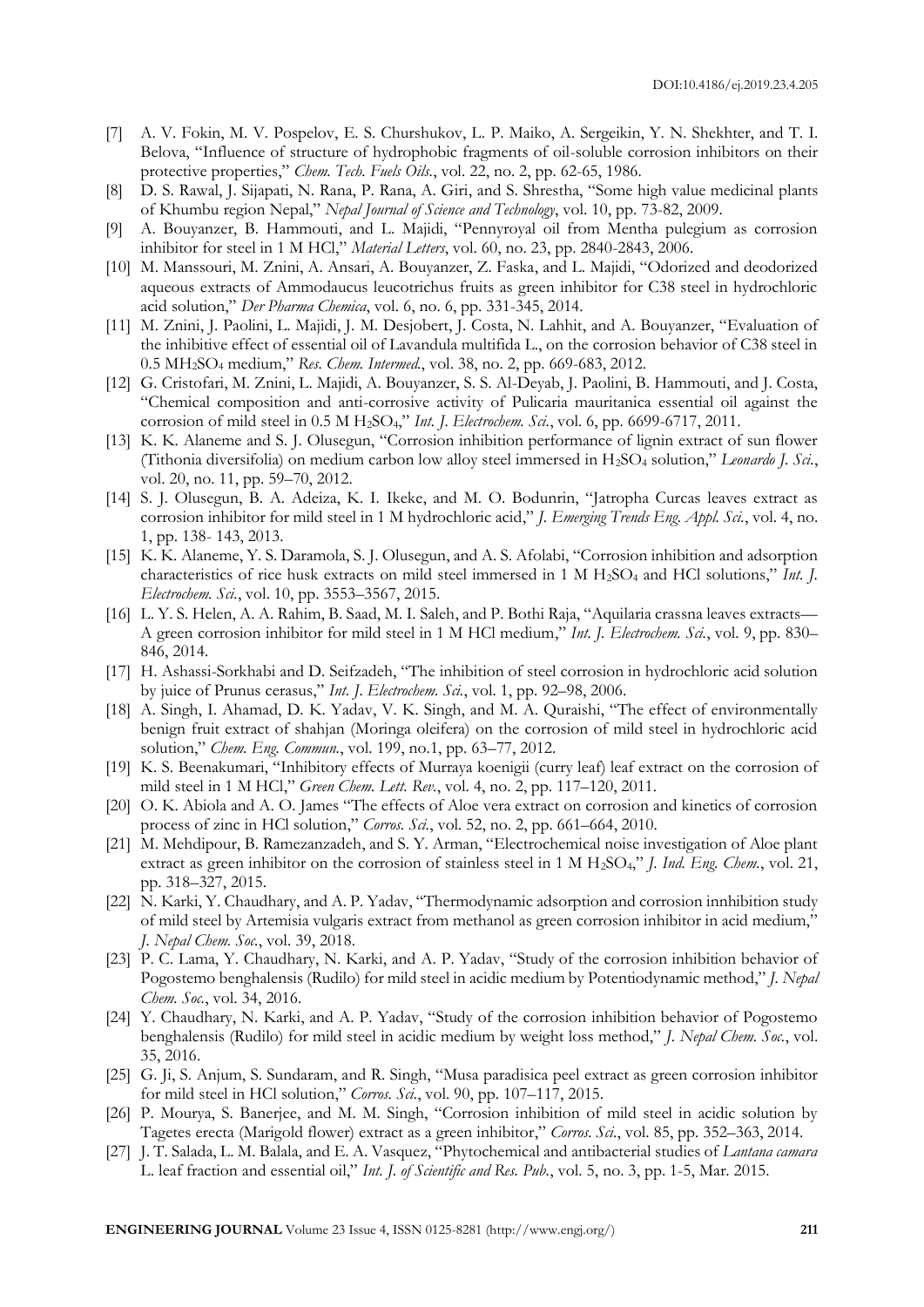[7] A. V. Fokin, M. V. Pospelov, E. S. Churshukov, L. P. Maiko, A. Sergeikin, Y. N. Shekhter, and T. I. Belova, "Influence of structure of hydrophobic fragments of oil-soluble corrosion inhibitors on their protective properties," *Chem. Tech. Fuels Oils.*, vol. 22, no. 2, pp. 62-65, 1986.

[8] D. S. Rawal, J. Sijapati, N. Rana, P. Rana, A. Giri, and S. Shrestha, "Some high value medicinal plants of Khumbu region Nepal," *Nepal Journal of Science and Technology*, vol. 10, pp. 73-82, 2009.

[9] A. Bouyanzer, B. Hammouti, and L. Majidi, "Pennyroyal oil from Mentha pulegium as corrosion inhibitor for steel in 1 M HCl," *Material Letters*, vol. 60, no. 23, pp. 2840-2843, 2006.

[10] M. Manssouri, M. Znini, A. Ansari, A. Bouyanzer, Z. Faska, and L. Majidi, "Odorized and deodorized aqueous extracts of Ammodaucus leucotrichus fruits as green inhibitor for C38 steel in hydrochloric acid solution," *Der Pharma Chemica*, vol. 6, no. 6, pp. 331-345, 2014.

[11] M. Znini, J. Paolini, L. Majidi, J. M. Desjobert, J. Costa, N. Lahhit, and A. Bouyanzer, "Evaluation of the inhibitive effect of essential oil of Lavandula multifida L., on the corrosion behavior of C38 steel in 0.5 $MH_2SO_4$ medium," *Res. Chem. Intermed.*, vol. 38, no. 2, pp. 669-683, 2012.

[12] G. Cristofari, M. Znini, L. Majidi, A. Bouyanzer, S. S. Al-Deyab, J. Paolini, B. Hammouti, and J. Costa, "Chemical composition and anti-corrosive activity of Pulicaria mauritanica essential oil against the corrosion of mild steel in 0.5 M $H_2SO_4$," *Int. J. Electrochem. Sci.*, vol. 6, pp. 6699-6717, 2011.

[13] K. K. Alaneme and S. J. Olusegun, "Corrosion inhibition performance of lignin extract of sun flower (Tithonia diversifolia) on medium carbon low alloy steel immersed in $H_2SO_4$ solution," *Leonardo J. Sci.*, vol. 20, no. 11, pp. 59–70, 2012.

[14] S. J. Olusegun, B. A. Adeiza, K. I. Ikeke, and M. O. Bodunrin, "Jatropha Curcas leaves extract as corrosion inhibitor for mild steel in 1 M hydrochloric acid," *J. Emerging Trends Eng. Appl. Sci.*, vol. 4, no. 1, pp. 138- 143, 2013.

[15] K. K. Alaneme, Y. S. Daramola, S. J. Olusegun, and A. S. Afolabi, "Corrosion inhibition and adsorption characteristics of rice husk extracts on mild steel immersed in 1 M $H_2SO_4$ and HCl solutions," *Int. J. Electrochem. Sci.*, vol. 10, pp. 3553–3567, 2015.

[16] L. Y. S. Helen, A. A. Rahim, B. Saad, M. I. Saleh, and P. Bothi Raja, "Aquilaria crassna leaves extracts— A green corrosion inhibitor for mild steel in 1 M HCl medium," *Int. J. Electrochem. Sci.*, vol. 9, pp. 830–846, 2014.

[17] H. Ashassi-Sorkhabi and D. Seifzadeh, "The inhibition of steel corrosion in hydrochloric acid solution by juice of Prunus cerasus," *Int. J. Electrochem. Sci.*, vol. 1, pp. 92–98, 2006.

[18] A. Singh, I. Ahamad, D. K. Yadav, V. K. Singh, and M. A. Quraishi, "The effect of environmentally benign fruit extract of shahjan (Moringa oleifera) on the corrosion of mild steel in hydrochloric acid solution," *Chem. Eng. Commun.*, vol. 199, no.1, pp. 63–77, 2012.

[19] K. S. Beenakumari, "Inhibitory effects of Murraya koenigii (curry leaf) leaf extract on the corrosion of mild steel in 1 M HCl," *Green Chem. Lett. Rev.*, vol. 4, no. 2, pp. 117–120, 2011.

[20] O. K. Abiola and A. O. James "The effects of Aloe vera extract on corrosion and kinetics of corrosion process of zinc in HCl solution," *Corros. Sci.*, vol. 52, no. 2, pp. 661–664, 2010.

[21] M. Mehdipour, B. Ramezanzadeh, and S. Y. Arman, "Electrochemical noise investigation of Aloe plant extract as green inhibitor on the corrosion of stainless steel in 1 M $H_2SO_4$," *J. Ind. Eng. Chem.*, vol. 21, pp. 318–327, 2015.

[22] N. Karki, Y. Chaudhary, and A. P. Yadav, "Thermodynamic adsorption and corrosion innhibition study of mild steel by Artemisia vulgaris extract from methanol as green corrosion inhibitor in acid medium," *J. Nepal Chem. Soc.*, vol. 39, 2018.

[23] P. C. Lama, Y. Chaudhary, N. Karki, and A. P. Yadav, "Study of the corrosion inhibition behavior of Pogostemo benghalensis (Rudilo) for mild steel in acidic medium by Potentiodynamic method," *J. Nepal Chem. Soc.*, vol. 34, 2016.

[24] Y. Chaudhary, N. Karki, and A. P. Yadav, "Study of the corrosion inhibition behavior of Pogostemo benghalensis (Rudilo) for mild steel in acidic medium by weight loss method," *J. Nepal Chem. Soc.*, vol. 35, 2016.

[25] G. Ji, S. Anjum, S. Sundaram, and R. Singh, "Musa paradisica peel extract as green corrosion inhibitor for mild steel in HCl solution," *Corros. Sci.*, vol. 90, pp. 107–117, 2015.

[26] P. Mourya, S. Banerjee, and M. M. Singh, "Corrosion inhibition of mild steel in acidic solution by Tagetes erecta (Marigold flower) extract as a green inhibitor," *Corros. Sci.*, vol. 85, pp. 352–363, 2014.

[27] J. T. Salada, L. M. Balala, and E. A. Vasquez, "Phytochemical and antibacterial studies of *Lantana camara* L. leaf fraction and essential oil," *Int. J. of Scientific and Res. Pub.*, vol. 5, no. 3, pp. 1-5, Mar. 2015.